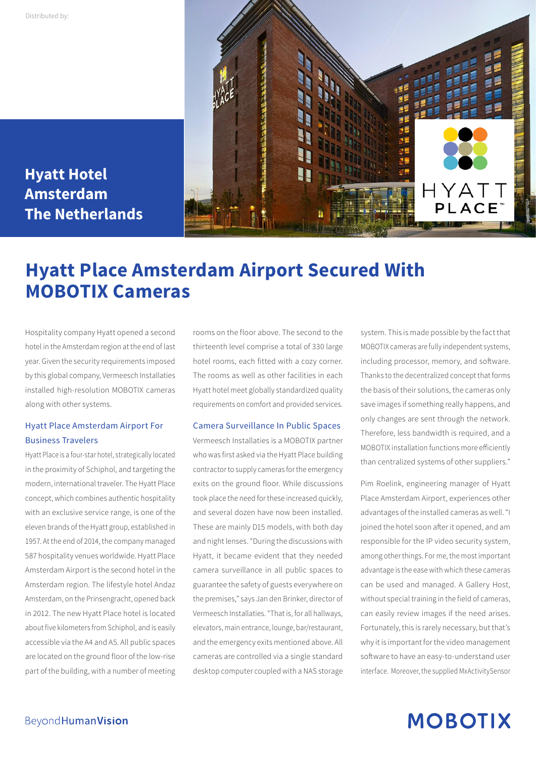Distributed by:

# Hyatt Hotel Amsterdam The Netherlands

## Hyatt Place Amsterdam Airport Secured With MOBOTIX Cameras

Hospitality company Hyatt opened a second hotel in the Amsterdam region at the end of last year. Given the security requirements imposed by this global company, Vermeesch Installaties installed high-resolution MOBOTIX cameras along with other systems.

### Hyatt Place Amsterdam Airport For Business Travelers

Hyatt Place is a four-star hotel, strategically located in the proximity of Schiphol, and targeting the modern, international traveler. The Hyatt Place concept, which combines authentic hospitality with an exclusive service range, is one of the eleven brands of the Hyatt group, established in 1957. At the end of 2014, the company managed 587 hospitality venues worldwide. Hyatt Place Amsterdam Airport is the second hotel in the Amsterdam region. The lifestyle hotel Andaz Amsterdam, on the Prinsengracht, opened back in 2012. The new Hyatt Place hotel is located about five kilometers from Schiphol, and is easily accessible via the A4 and A5. All public spaces are located on the ground floor of the low-rise part of the building, with a number of meeting rooms on the floor above. The second to the thirteenth level comprise a total of 330 large hotel rooms, each fitted with a cozy corner. The rooms as well as other facilities in each Hyatt hotel meet globally standardized quality requirements on comfort and provided services.

### Camera Surveillance In Public Spaces

Vermeesch Installaties is a MOBOTIX partner who was first asked via the Hyatt Place building contractor to supply cameras for the emergency exits on the ground floor. While discussions took place the need for these increased quickly, and several dozen have now been installed. These are mainly D15 models, with both day and night lenses. "During the discussions with Hyatt, it became evident that they needed camera surveillance in all public spaces to guarantee the safety of guests everywhere on the premises," says Jan den Brinker, director of Vermeesch Installaties. "That is, for all hallways, elevators, main entrance, lounge, bar/restaurant, and the emergency exits mentioned above. All cameras are controlled via a single standard desktop computer coupled with a NAS storage system. This is made possible by the fact that MOBOTIX cameras are fully independent systems, including processor, memory, and software. Thanks to the decentralized concept that forms the basis of their solutions, the cameras only save images if something really happens, and only changes are sent through the network. Therefore, less bandwidth is required, and a MOBOTIX installation functions more efficiently than centralized systems of other suppliers."

Pim Roelink, engineering manager of Hyatt Place Amsterdam Airport, experiences other advantages of the installed cameras as well. "I joined the hotel soon after it opened, and am responsible for the IP video security system, among other things. For me, the most important advantage is the ease with which these cameras can be used and managed. A Gallery Host, without special training in the field of cameras, can easily review images if the need arises. Fortunately, this is rarely necessary, but that's why it is important for the video management software to have an easy-to-understand user interface. Moreover, the supplied MxActivitySensor

BeyondHumanVision

MOBOTIX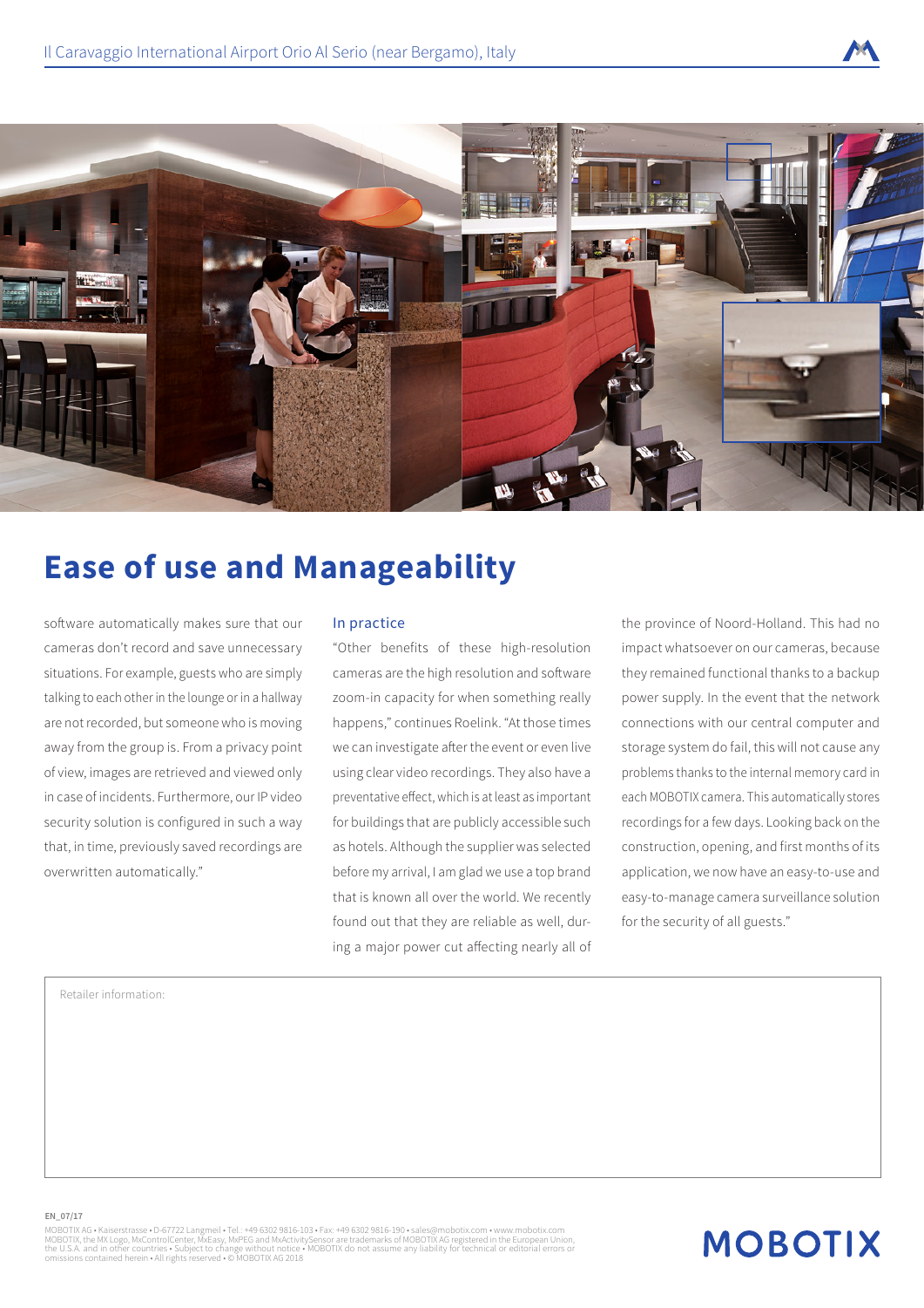## Ease of use and Manageability

software automatically makes sure that our cameras don't record and save unnecessary situations. For example, guests who are simply talking to each other in the lounge or in a hallway are not recorded, but someone who is moving away from the group is. From a privacy point of view, images are retrieved and viewed only in case of incidents. Furthermore, our IP video security solution is configured in such a way that, in time, previously saved recordings are overwritten automatically."

### In practice

"Other benefits of these high-resolution cameras are the high resolution and software zoom-in capacity for when something really happens," continues Roelink. "At those times we can investigate after the event or even live using clear video recordings. They also have a preventative effect, which is at least as important for buildings that are publicly accessible such as hotels. Although the supplier was selected before my arrival, I am glad we use a top brand that is known all over the world. We recently found out that they are reliable as well, during a major power cut affecting nearly all of the province of Noord-Holland. This had no impact whatsoever on our cameras, because they remained functional thanks to a backup power supply. In the event that the network connections with our central computer and storage system do fail, this will not cause any problems thanks to the internal memory card in each MOBOTIX camera. This automatically stores recordings for a few days. Looking back on the construction, opening, and first months of its application, we now have an easy-to-use and easy-to-manage camera surveillance solution for the security of all guests."

Retailer information:

EN_07/17

MOBOTIX AG • Kaiserstrasse • D-67722 Langmeil • Tel.: +49 6302 9816-103 • Fax: +49 6302 9816-190 • sales@mobotix.com • www.mobotix.com
MOBOTIX, the MX Logo, MxControlCenter, MxEasy, MxPEG and MxActivitySensor are trademarks of MOBOTIX AG registered in the European Union, the U.S.A. and in other countries • Subject to change without notice • MOBOTIX do not assume any liability for technical or editorial errors or omissions contained herein • All rights reserved • © MOBOTIX AG 2018

MOBOTIX